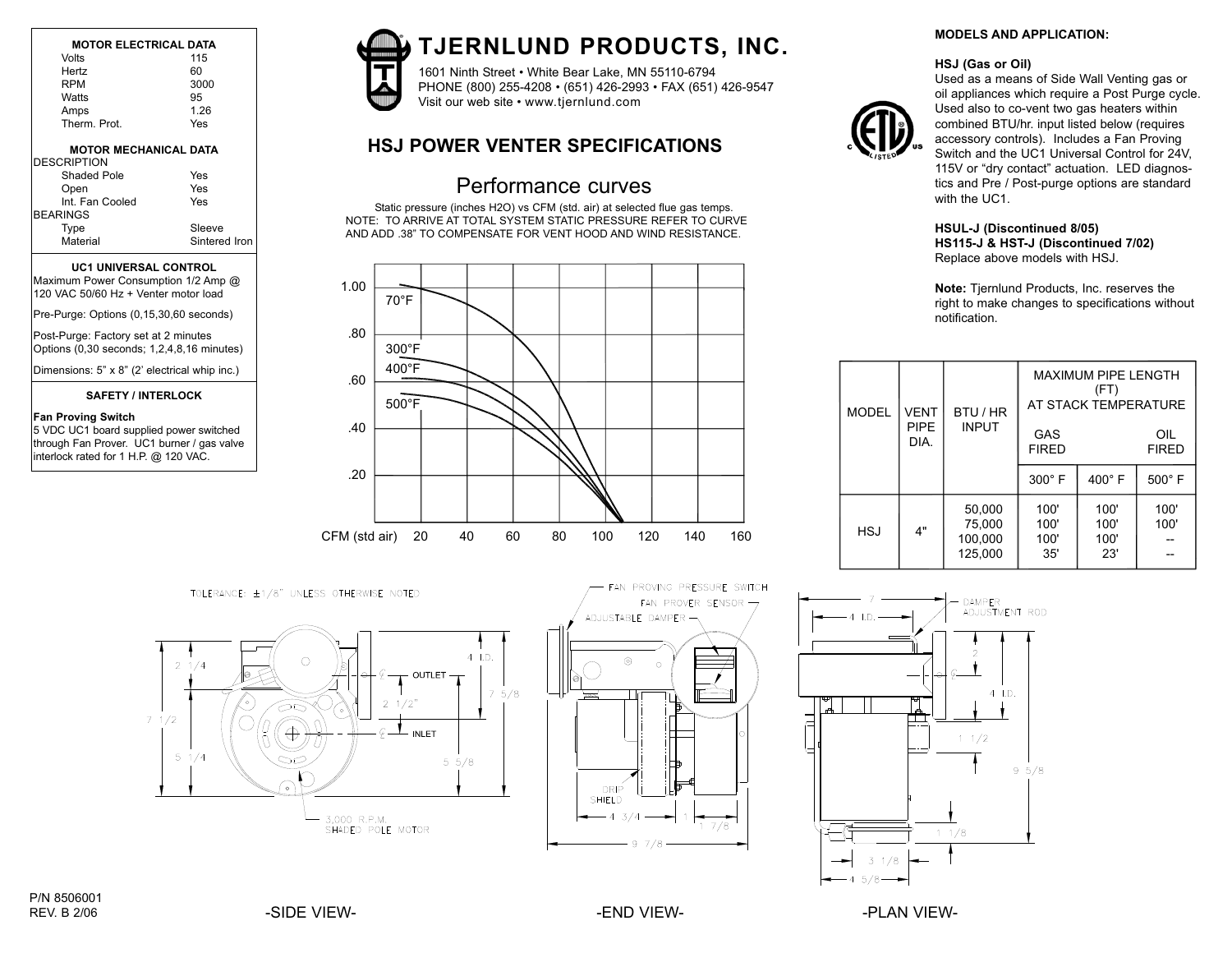# TJERNLUND PRODUCTS, INC.

1601 Ninth Street • White Bear Lake, MN 55110-6794
PHONE (800) 255-4208 • (651) 426-2993 • FAX (651) 426-9547
Visit our web site • www.tjernlund.com

## HSJ POWER VENTER SPECIFICATIONS

### MOTOR ELECTRICAL DATA

| | |
|---|---|
| Volts | 115 |
| Hertz | 60 |
| RPM | 3000 |
| Watts | 95 |
| Amps | 1.26 |
| Therm. Prot. | Yes |

### MOTOR MECHANICAL DATA

| | |
|---|---|
| **DESCRIPTION** | |
| Shaded Pole | Yes |
| Open | Yes |
| Int. Fan Cooled | Yes |
| **BEARINGS** | |
| Type | Sleeve |
| Material | Sintered Iron |

### UC1 UNIVERSAL CONTROL

Maximum Power Consumption 1/2 Amp @ 120 VAC 50/60 Hz + Venter motor load

Pre-Purge: Options (0,15,30,60 seconds)

Post-Purge: Factory set at 2 minutes Options (0,30 seconds; 1,2,4,8,16 minutes)

Dimensions: 5" x 8" (2' electrical whip inc.)

### SAFETY / INTERLOCK

**Fan Proving Switch**
5 VDC UC1 board supplied power switched through Fan Prover. UC1 burner / gas valve interlock rated for 1 H.P. @ 120 VAC.

## Performance curves

Static pressure (inches H2O) vs CFM (std. air) at selected flue gas temps.
NOTE: TO ARRIVE AT TOTAL SYSTEM STATIC PRESSURE REFER TO CURVE AND ADD .38" TO COMPENSATE FOR VENT HOOD AND WIND RESISTANCE.

### MODELS AND APPLICATION:

**HSJ (Gas or Oil)**
Used as a means of Side Wall Venting gas or oil appliances which require a Post Purge cycle. Used also to co-vent two gas heaters within combined BTU/hr. input listed below (requires accessory controls). Includes a Fan Proving Switch and the UC1 Universal Control for 24V, 115V or "dry contact" actuation. LED diagnostics and Pre / Post-purge options are standard with the UC1.

**HSUL-J (Discontinued 8/05)**
**HS115-J & HST-J (Discontinued 7/02)**
Replace above models with HSJ.

**Note:** Tjernlund Products, Inc. reserves the right to make changes to specifications without notification.

| MODEL | VENT PIPE DIA. | BTU / HR INPUT | MAXIMUM PIPE LENGTH (FT) AT STACK TEMPERATURE | | |
|---|---|---|---|---|---|
| | | | GAS FIRED | | OIL FIRED |
| | | | 300° F | 400° F | 500° F |
| HSJ | 4" | 50,000 | 100' | 100' | 100' |
| | | 75,000 | 100' | 100' | 100' |
| | | 100,000 | 100' | 100' | -- |
| | | 125,000 | 35' | 23' | -- |

TOLERANCE: ±1/8" UNLESS OTHERWISE NOTED

-SIDE VIEW- -END VIEW- -PLAN VIEW-

P/N 8506001
REV. B 2/06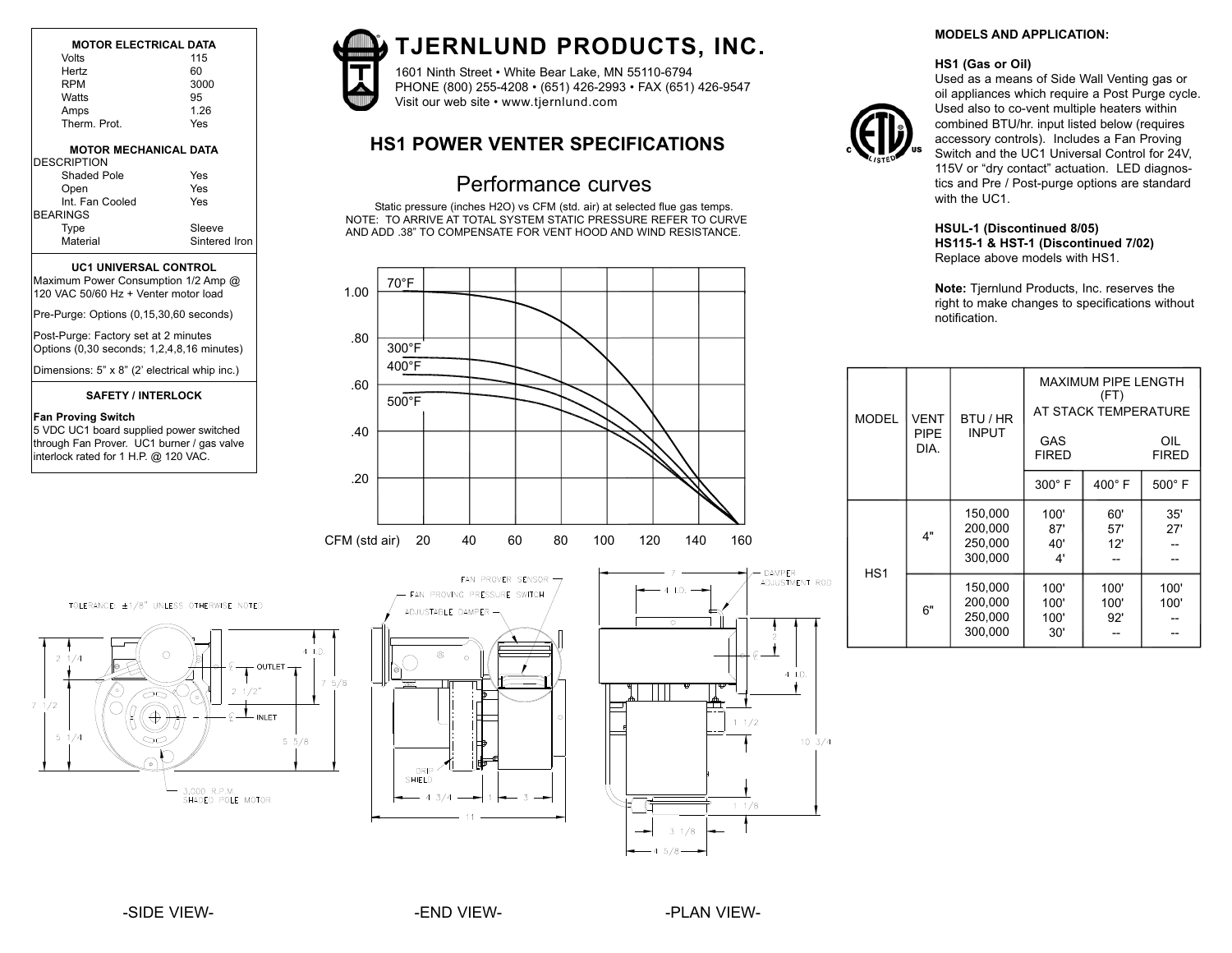# TJERNLUND PRODUCTS, INC.

1601 Ninth Street • White Bear Lake, MN 55110-6794
PHONE (800) 255-4208 • (651) 426-2993 • FAX (651) 426-9547
Visit our web site • www.tjernlund.com

## HS1 POWER VENTER SPECIFICATIONS

### MOTOR ELECTRICAL DATA

| | |
|---|---|
| Volts | 115 |
| Hertz | 60 |
| RPM | 3000 |
| Watts | 95 |
| Amps | 1.26 |
| Therm. Prot. | Yes |

### MOTOR MECHANICAL DATA

| | |
|---|---|
| **DESCRIPTION** | |
| Shaded Pole | Yes |
| Open | Yes |
| Int. Fan Cooled | Yes |
| **BEARINGS** | |
| Type | Sleeve |
| Material | Sintered Iron |

### UC1 UNIVERSAL CONTROL

Maximum Power Consumption 1/2 Amp @ 120 VAC 50/60 Hz + Venter motor load

Pre-Purge: Options (0,15,30,60 seconds)

Post-Purge: Factory set at 2 minutes Options (0,30 seconds; 1,2,4,8,16 minutes)

Dimensions: 5" x 8" (2' electrical whip inc.)

### SAFETY / INTERLOCK

**Fan Proving Switch**
5 VDC UC1 board supplied power switched through Fan Prover. UC1 burner / gas valve interlock rated for 1 H.P. @ 120 VAC.

## Performance curves

Static pressure (inches H2O) vs CFM (std. air) at selected flue gas temps.
NOTE: TO ARRIVE AT TOTAL SYSTEM STATIC PRESSURE REFER TO CURVE AND ADD .38" TO COMPENSATE FOR VENT HOOD AND WIND RESISTANCE.

### MODELS AND APPLICATION:

**HS1 (Gas or Oil)**
Used as a means of Side Wall Venting gas or oil appliances which require a Post Purge cycle. Used also to co-vent multiple heaters within combined BTU/hr. input listed below (requires accessory controls). Includes a Fan Proving Switch and the UC1 Universal Control for 24V, 115V or "dry contact" actuation. LED diagnostics and Pre / Post-purge options are standard with the UC1.

**HSUL-1 (Discontinued 8/05)**
**HS115-1 & HST-1 (Discontinued 7/02)**
Replace above models with HS1.

**Note:** Tjernlund Products, Inc. reserves the right to make changes to specifications without notification.

| MODEL | VENT PIPE DIA. | BTU / HR INPUT | MAXIMUM PIPE LENGTH (FT) AT STACK TEMPERATURE — GAS FIRED 300° F | GAS FIRED 400° F | OIL FIRED 500° F |
|---|---|---|---|---|---|
| HS1 | 4" | 150,000 | 100' | 60' | 35' |
| | | 200,000 | 87' | 57' | 27' |
| | | 250,000 | 40' | 12' | -- |
| | | 300,000 | 4' | -- | -- |
| | 6" | 150,000 | 100' | 100' | 100' |
| | | 200,000 | 100' | 100' | 100' |
| | | 250,000 | 100' | 92' | -- |
| | | 300,000 | 30' | -- | -- |

TOLERANCE: ±1/8" UNLESS OTHERWISE NOTED

-SIDE VIEW-

-END VIEW-

-PLAN VIEW-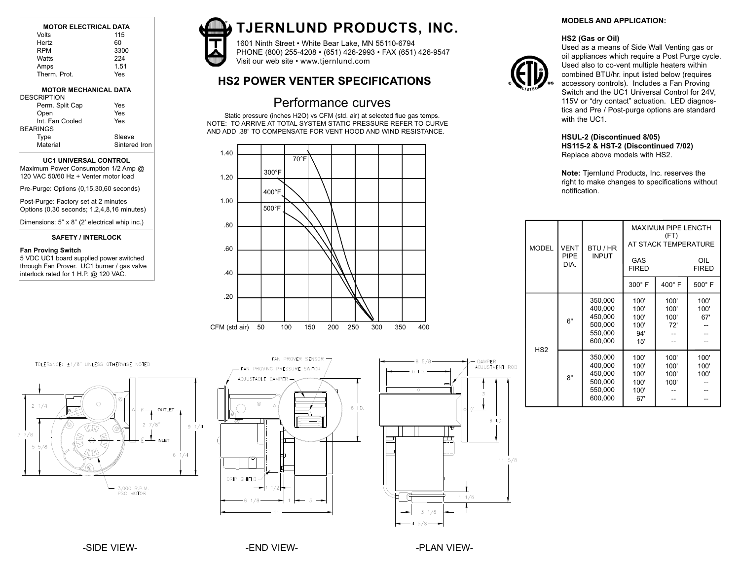# TJERNLUND PRODUCTS, INC.

1601 Ninth Street • White Bear Lake, MN 55110-6794
PHONE (800) 255-4208 • (651) 426-2993 • FAX (651) 426-9547
Visit our web site • www.tjernlund.com

## HS2 POWER VENTER SPECIFICATIONS

### MOTOR ELECTRICAL DATA

| | |
|---|---|
| Volts | 115 |
| Hertz | 60 |
| RPM | 3300 |
| Watts | 224 |
| Amps | 1.51 |
| Therm. Prot. | Yes |

### MOTOR MECHANICAL DATA

| | |
|---|---|
| **DESCRIPTION** | |
| Perm. Split Cap | Yes |
| Open | Yes |
| Int. Fan Cooled | Yes |
| **BEARINGS** | |
| Type | Sleeve |
| Material | Sintered Iron |

### UC1 UNIVERSAL CONTROL

Maximum Power Consumption 1/2 Amp @ 120 VAC 50/60 Hz + Venter motor load

Pre-Purge: Options (0,15,30,60 seconds)

Post-Purge: Factory set at 2 minutes Options (0,30 seconds; 1,2,4,8,16 minutes)

Dimensions: 5" x 8" (2' electrical whip inc.)

### SAFETY / INTERLOCK

**Fan Proving Switch**
5 VDC UC1 board supplied power switched through Fan Prover. UC1 burner / gas valve interlock rated for 1 H.P. @ 120 VAC.

## Performance curves

Static pressure (inches H2O) vs CFM (std. air) at selected flue gas temps.
NOTE: TO ARRIVE AT TOTAL SYSTEM STATIC PRESSURE REFER TO CURVE AND ADD .38" TO COMPENSATE FOR VENT HOOD AND WIND RESISTANCE.

1.40
1.20
1.00
.80
.60
.40
.20
70°F
300°F
400°F
500°F
CFM (std air) 50 100 150 200 250 300 350 400

### MODELS AND APPLICATION:

**HS2 (Gas or Oil)**
Used as a means of Side Wall Venting gas or oil appliances which require a Post Purge cycle. Used also to co-vent multiple heaters within combined BTU/hr. input listed below (requires accessory controls). Includes a Fan Proving Switch and the UC1 Universal Control for 24V, 115V or "dry contact" actuation. LED diagnostics and Pre / Post-purge options are standard with the UC1.

**HSUL-2 (Discontinued 8/05)**
**HS115-2 & HST-2 (Discontinued 7/02)**
Replace above models with HS2.

**Note:** Tjernlund Products, Inc. reserves the right to make changes to specifications without notification.

| MODEL | VENT PIPE DIA. | BTU / HR INPUT | MAXIMUM PIPE LENGTH (FT) AT STACK TEMPERATURE GAS FIRED 300° F | 400° F | OIL FIRED 500° F |
|---|---|---|---|---|---|
| HS2 | 6" | 350,000 | 100' | 100' | 100' |
| | | 400,000 | 100' | 100' | 100' |
| | | 450,000 | 100' | 100' | 67' |
| | | 500,000 | 100' | 72' | -- |
| | | 550,000 | 94' | -- | -- |
| | | 600,000 | 15' | -- | -- |
| | 8" | 350,000 | 100' | 100' | 100' |
| | | 400,000 | 100' | 100' | 100' |
| | | 450,000 | 100' | 100' | 100' |
| | | 500,000 | 100' | 100' | -- |
| | | 550,000 | 100' | -- | -- |
| | | 600,000 | 67' | -- | -- |

TOLERANCE: ±1/8" UNLESS OTHERWISE NOTED

2 1/4
7 7/8
5 5/8
OUTLET
INLET
2 7/8"
9 1/4
6 1/4
3,000 R.P.M. PSC MOTOR

-SIDE VIEW-

FAN PROVER SENSOR
FAN PROVING PRESSURE SWITCH
ADJUSTABLE DAMPER
6 I.D.
DRIP SHIELD
1 1/2
6 1/8
1
3
11

-END VIEW-

8 5/8
8 I.D.
DAMPER ADJUSTMENT ROD
3
6 I.D.
11 5/8
1 1/8
3 1/8
4 5/8

-PLAN VIEW-